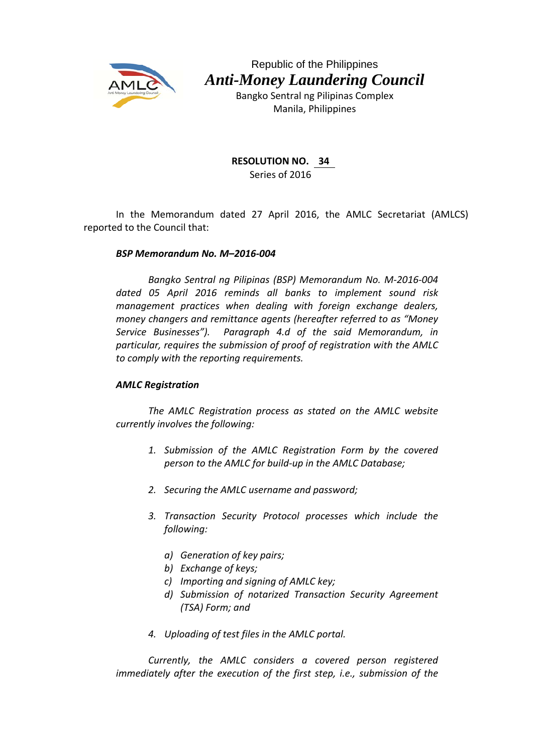Republic of the Philippines

# *Anti-Money Laundering Council*

Bangko Sentral ng Pilipinas Complex
Manila, Philippines

**RESOLUTION NO. 34**
Series of 2016

In the Memorandum dated 27 April 2016, the AMLC Secretariat (AMLCS) reported to the Council that:

***BSP Memorandum No. M–2016-004***

*Bangko Sentral ng Pilipinas (BSP) Memorandum No. M-2016-004 dated 05 April 2016 reminds all banks to implement sound risk management practices when dealing with foreign exchange dealers, money changers and remittance agents (hereafter referred to as "Money Service Businesses"). Paragraph 4.d of the said Memorandum, in particular, requires the submission of proof of registration with the AMLC to comply with the reporting requirements.*

***AMLC Registration***

*The AMLC Registration process as stated on the AMLC website currently involves the following:*

1. *Submission of the AMLC Registration Form by the covered person to the AMLC for build-up in the AMLC Database;*

2. *Securing the AMLC username and password;*

3. *Transaction Security Protocol processes which include the following:*

   a) *Generation of key pairs;*
   b) *Exchange of keys;*
   c) *Importing and signing of AMLC key;*
   d) *Submission of notarized Transaction Security Agreement (TSA) Form; and*

4. *Uploading of test files in the AMLC portal.*

*Currently, the AMLC considers a covered person registered immediately after the execution of the first step, i.e., submission of the*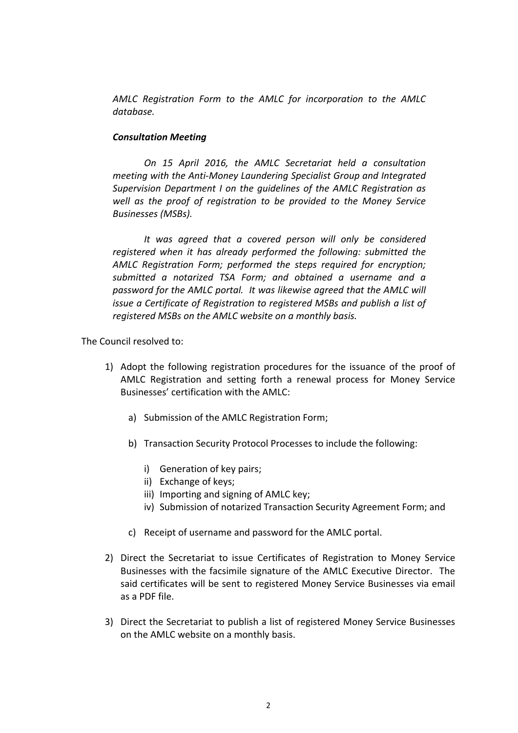*AMLC Registration Form to the AMLC for incorporation to the AMLC database.*

***Consultation Meeting***

*On 15 April 2016, the AMLC Secretariat held a consultation meeting with the Anti-Money Laundering Specialist Group and Integrated Supervision Department I on the guidelines of the AMLC Registration as well as the proof of registration to be provided to the Money Service Businesses (MSBs).*

*It was agreed that a covered person will only be considered registered when it has already performed the following: submitted the AMLC Registration Form; performed the steps required for encryption; submitted a notarized TSA Form; and obtained a username and a password for the AMLC portal. It was likewise agreed that the AMLC will issue a Certificate of Registration to registered MSBs and publish a list of registered MSBs on the AMLC website on a monthly basis.*

The Council resolved to:

1) Adopt the following registration procedures for the issuance of the proof of AMLC Registration and setting forth a renewal process for Money Service Businesses' certification with the AMLC:

    a) Submission of the AMLC Registration Form;

    b) Transaction Security Protocol Processes to include the following:

        i) Generation of key pairs;
        ii) Exchange of keys;
        iii) Importing and signing of AMLC key;
        iv) Submission of notarized Transaction Security Agreement Form; and

    c) Receipt of username and password for the AMLC portal.

2) Direct the Secretariat to issue Certificates of Registration to Money Service Businesses with the facsimile signature of the AMLC Executive Director. The said certificates will be sent to registered Money Service Businesses via email as a PDF file.

3) Direct the Secretariat to publish a list of registered Money Service Businesses on the AMLC website on a monthly basis.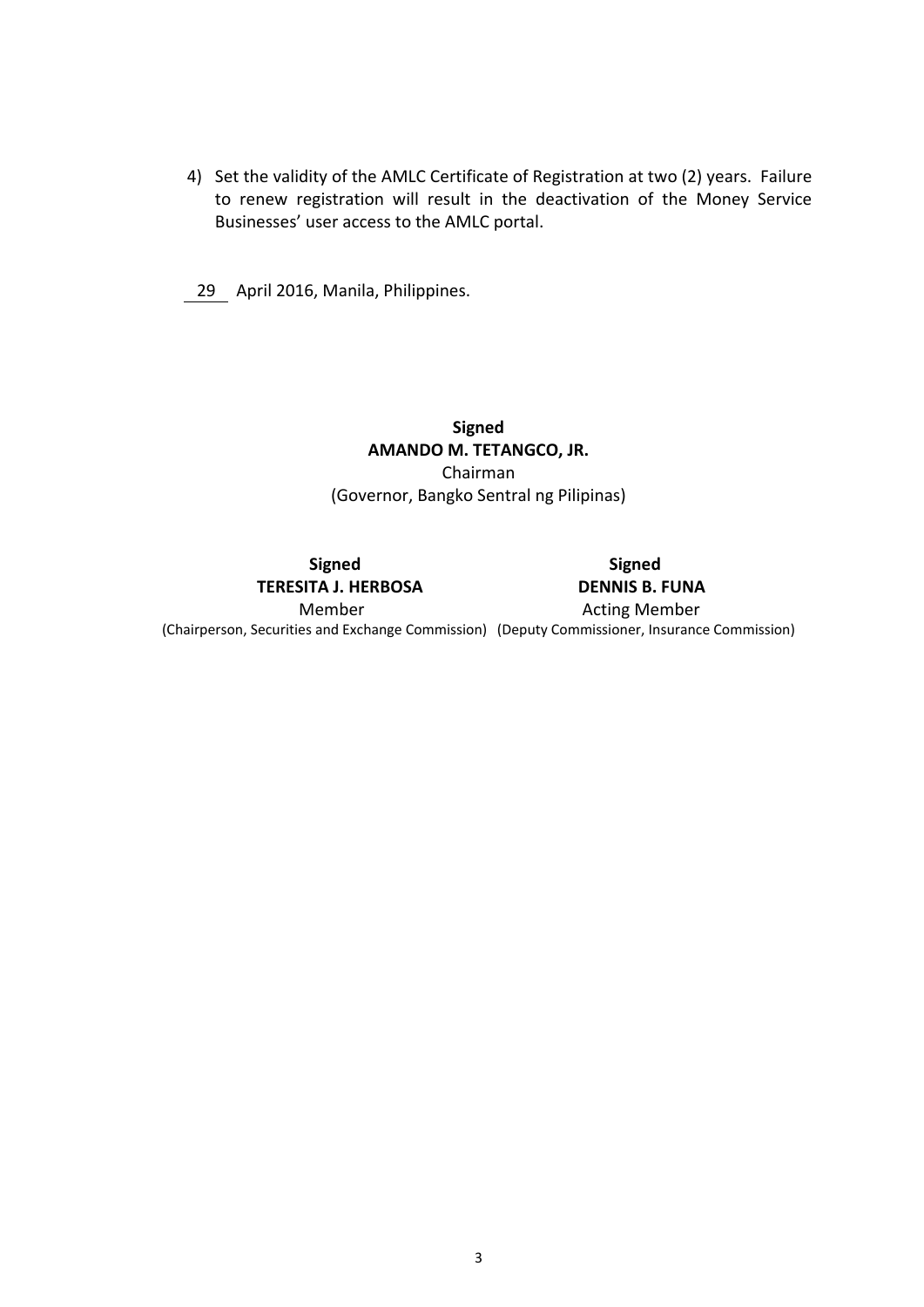4) Set the validity of the AMLC Certificate of Registration at two (2) years. Failure to renew registration will result in the deactivation of the Money Service Businesses' user access to the AMLC portal.

29 April 2016, Manila, Philippines.

**Signed**
**AMANDO M. TETANGCO, JR.**
Chairman
(Governor, Bangko Sentral ng Pilipinas)

**Signed**
**TERESITA J. HERBOSA**
Member
(Chairperson, Securities and Exchange Commission)

**Signed**
**DENNIS B. FUNA**
Acting Member
(Deputy Commissioner, Insurance Commission)